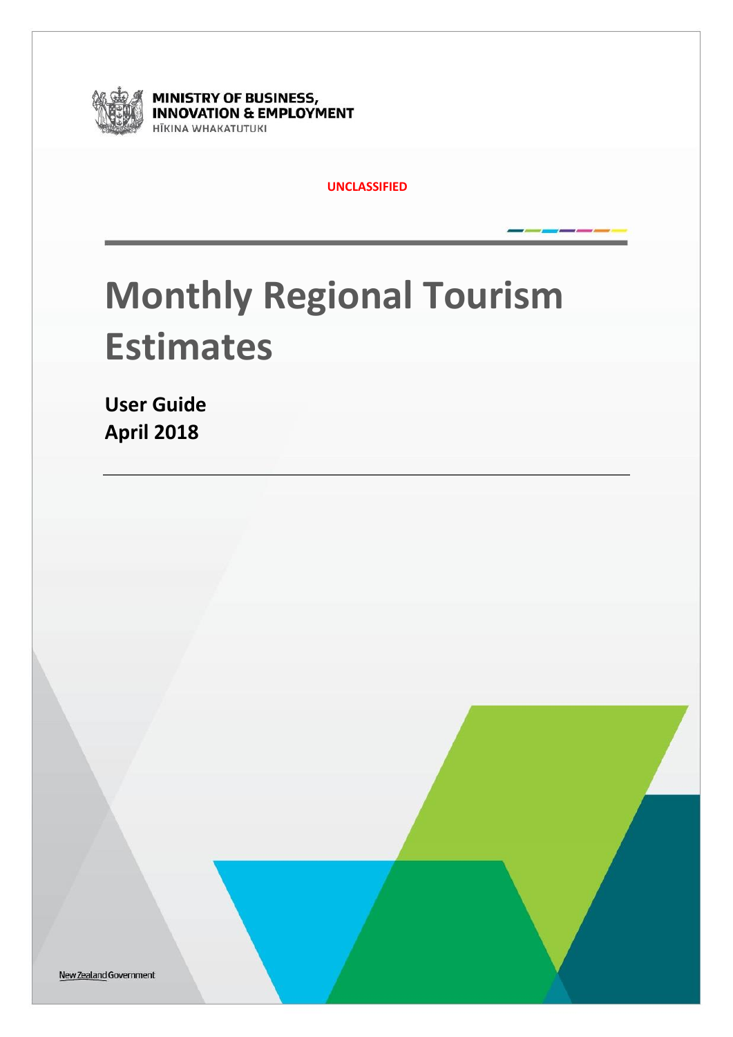MINISTRY OF BUSINESS, INNOVATION & EMPLOYMENT
HĪKINA WHAKATUTUKI

UNCLASSIFIED

# Monthly Regional Tourism Estimates

**User Guide**
**April 2018**

New Zealand Government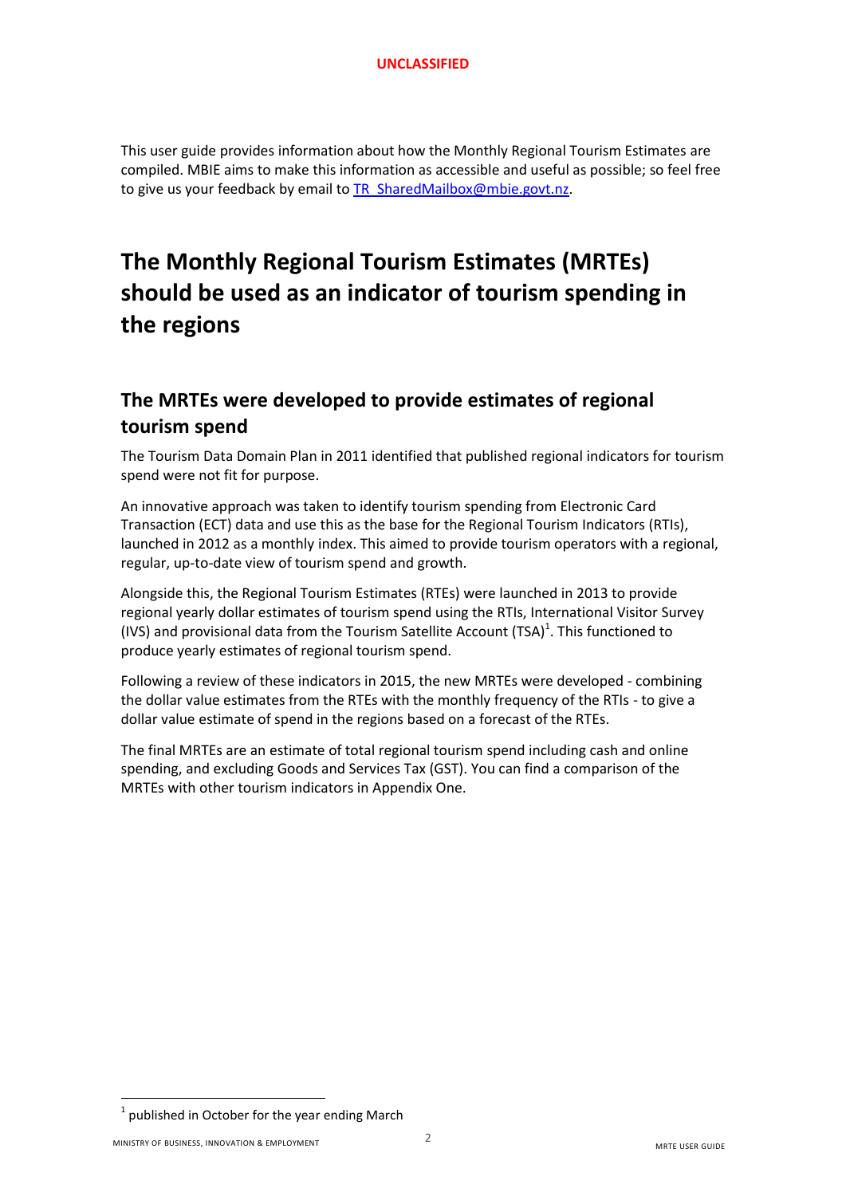This user guide provides information about how the Monthly Regional Tourism Estimates are compiled. MBIE aims to make this information as accessible and useful as possible; so feel free to give us your feedback by email to [TR_SharedMailbox@mbie.govt.nz](mailto:TR_SharedMailbox@mbie.govt.nz).

# The Monthly Regional Tourism Estimates (MRTEs) should be used as an indicator of tourism spending in the regions

## The MRTEs were developed to provide estimates of regional tourism spend

The Tourism Data Domain Plan in 2011 identified that published regional indicators for tourism spend were not fit for purpose.

An innovative approach was taken to identify tourism spending from Electronic Card Transaction (ECT) data and use this as the base for the Regional Tourism Indicators (RTIs), launched in 2012 as a monthly index. This aimed to provide tourism operators with a regional, regular, up-to-date view of tourism spend and growth.

Alongside this, the Regional Tourism Estimates (RTEs) were launched in 2013 to provide regional yearly dollar estimates of tourism spend using the RTIs, International Visitor Survey (IVS) and provisional data from the Tourism Satellite Account (TSA)[1]. This functioned to produce yearly estimates of regional tourism spend.

Following a review of these indicators in 2015, the new MRTEs were developed - combining the dollar value estimates from the RTEs with the monthly frequency of the RTIs - to give a dollar value estimate of spend in the regions based on a forecast of the RTEs.

The final MRTEs are an estimate of total regional tourism spend including cash and online spending, and excluding Goods and Services Tax (GST). You can find a comparison of the MRTEs with other tourism indicators in Appendix One.

---

[1] published in October for the year ending March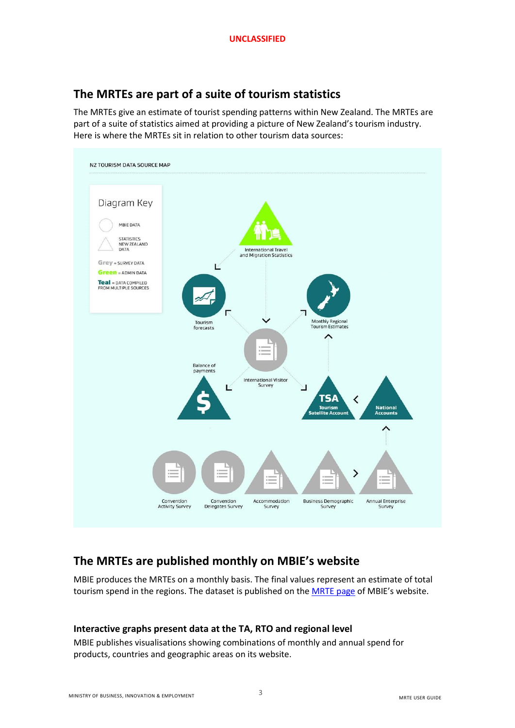## The MRTEs are part of a suite of tourism statistics

The MRTEs give an estimate of tourist spending patterns within New Zealand. The MRTEs are part of a suite of statistics aimed at providing a picture of New Zealand's tourism industry. Here is where the MRTEs sit in relation to other tourism data sources:

NZ TOURISM DATA SOURCE MAP

Diagram Key

- MBIE DATA
- STATISTICS NEW ZEALAND DATA
- **Grey** = SURVEY DATA
- **Green** = ADMIN DATA
- **Teal** = DATA COMPILED FROM MULTIPLE SOURCES

International Travel and Migration Statistics

Tourism forecasts

Monthly Regional Tourism Estimates

International Visitor Survey

Balance of payments

TSA Tourism Satellite Account

National Accounts

Convention Activity Survey

Convention Delegates Survey

Accommodation Survey

Business Demographic Survey

Annual Enterprise Survey

## The MRTEs are published monthly on MBIE's website

MBIE produces the MRTEs on a monthly basis. The final values represent an estimate of total tourism spend in the regions. The dataset is published on the MRTE page of MBIE's website.

### Interactive graphs present data at the TA, RTO and regional level

MBIE publishes visualisations showing combinations of monthly and annual spend for products, countries and geographic areas on its website.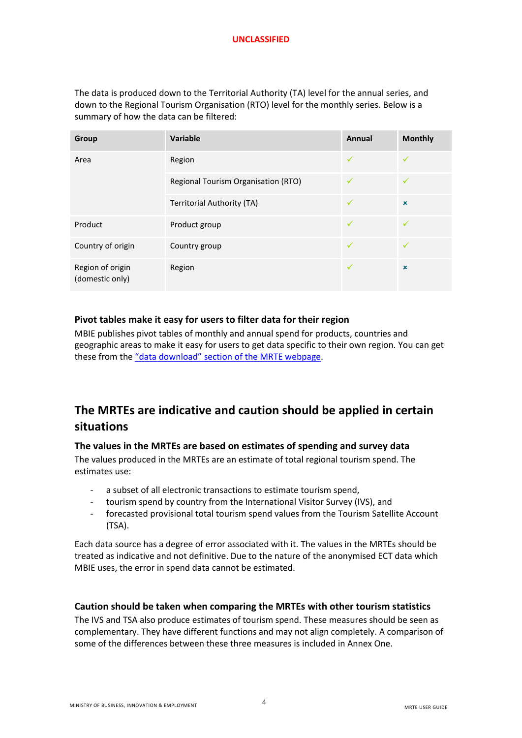The data is produced down to the Territorial Authority (TA) level for the annual series, and down to the Regional Tourism Organisation (RTO) level for the monthly series. Below is a summary of how the data can be filtered:

| Group | Variable | Annual | Monthly |
|---|---|---|---|
| Area | Region | ✓ | ✓ |
| | Regional Tourism Organisation (RTO) | ✓ | ✓ |
| | Territorial Authority (TA) | ✓ | ✗ |
| Product | Product group | ✓ | ✓ |
| Country of origin | Country group | ✓ | ✓ |
| Region of origin (domestic only) | Region | ✓ | ✗ |

### Pivot tables make it easy for users to filter data for their region

MBIE publishes pivot tables of monthly and annual spend for products, countries and geographic areas to make it easy for users to get data specific to their own region. You can get these from the "data download" section of the MRTE webpage.

## The MRTEs are indicative and caution should be applied in certain situations

### The values in the MRTEs are based on estimates of spending and survey data

The values produced in the MRTEs are an estimate of total regional tourism spend. The estimates use:

- a subset of all electronic transactions to estimate tourism spend,
- tourism spend by country from the International Visitor Survey (IVS), and
- forecasted provisional total tourism spend values from the Tourism Satellite Account (TSA).

Each data source has a degree of error associated with it. The values in the MRTEs should be treated as indicative and not definitive. Due to the nature of the anonymised ECT data which MBIE uses, the error in spend data cannot be estimated.

### Caution should be taken when comparing the MRTEs with other tourism statistics

The IVS and TSA also produce estimates of tourism spend. These measures should be seen as complementary. They have different functions and may not align completely. A comparison of some of the differences between these three measures is included in Annex One.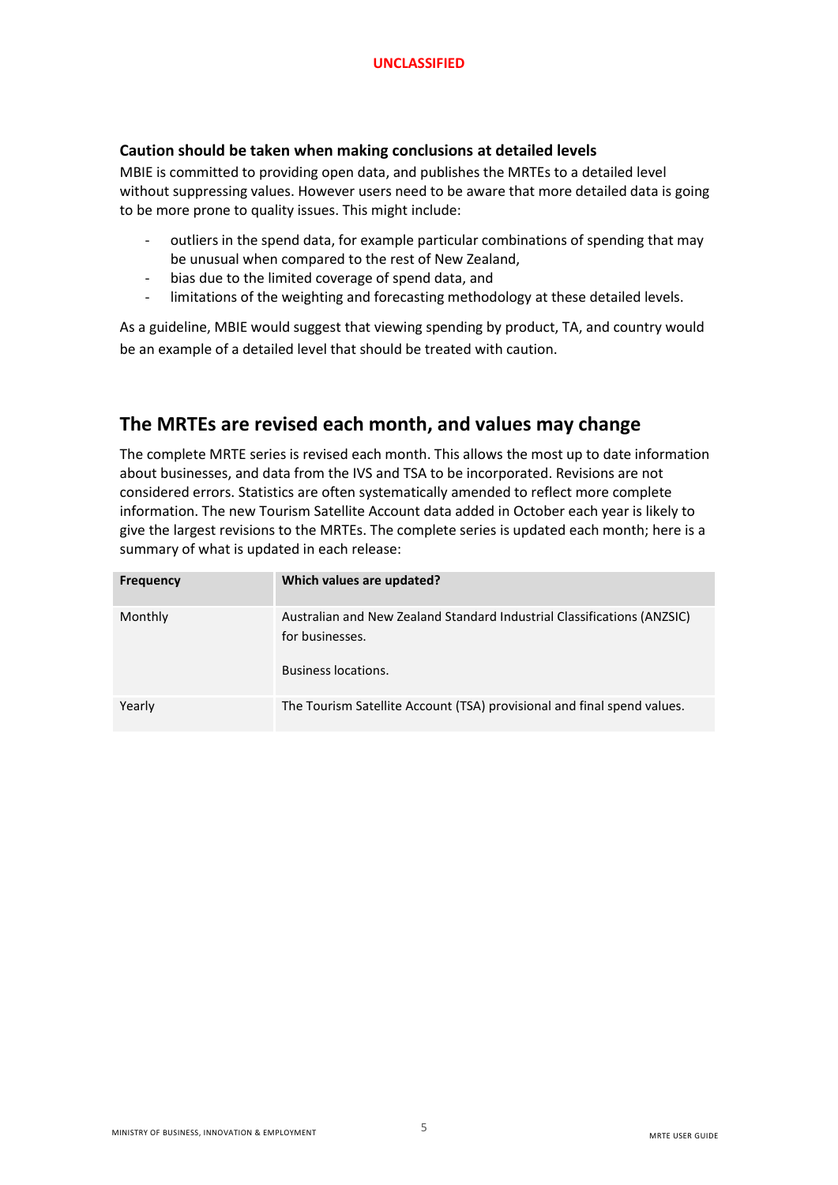### Caution should be taken when making conclusions at detailed levels

MBIE is committed to providing open data, and publishes the MRTEs to a detailed level without suppressing values. However users need to be aware that more detailed data is going to be more prone to quality issues. This might include:

- outliers in the spend data, for example particular combinations of spending that may be unusual when compared to the rest of New Zealand,
- bias due to the limited coverage of spend data, and
- limitations of the weighting and forecasting methodology at these detailed levels.

As a guideline, MBIE would suggest that viewing spending by product, TA, and country would be an example of a detailed level that should be treated with caution.

## The MRTEs are revised each month, and values may change

The complete MRTE series is revised each month. This allows the most up to date information about businesses, and data from the IVS and TSA to be incorporated. Revisions are not considered errors. Statistics are often systematically amended to reflect more complete information. The new Tourism Satellite Account data added in October each year is likely to give the largest revisions to the MRTEs. The complete series is updated each month; here is a summary of what is updated in each release:

| Frequency | Which values are updated? |
| --- | --- |
| Monthly | Australian and New Zealand Standard Industrial Classifications (ANZSIC) for businesses.<br><br>Business locations. |
| Yearly | The Tourism Satellite Account (TSA) provisional and final spend values. |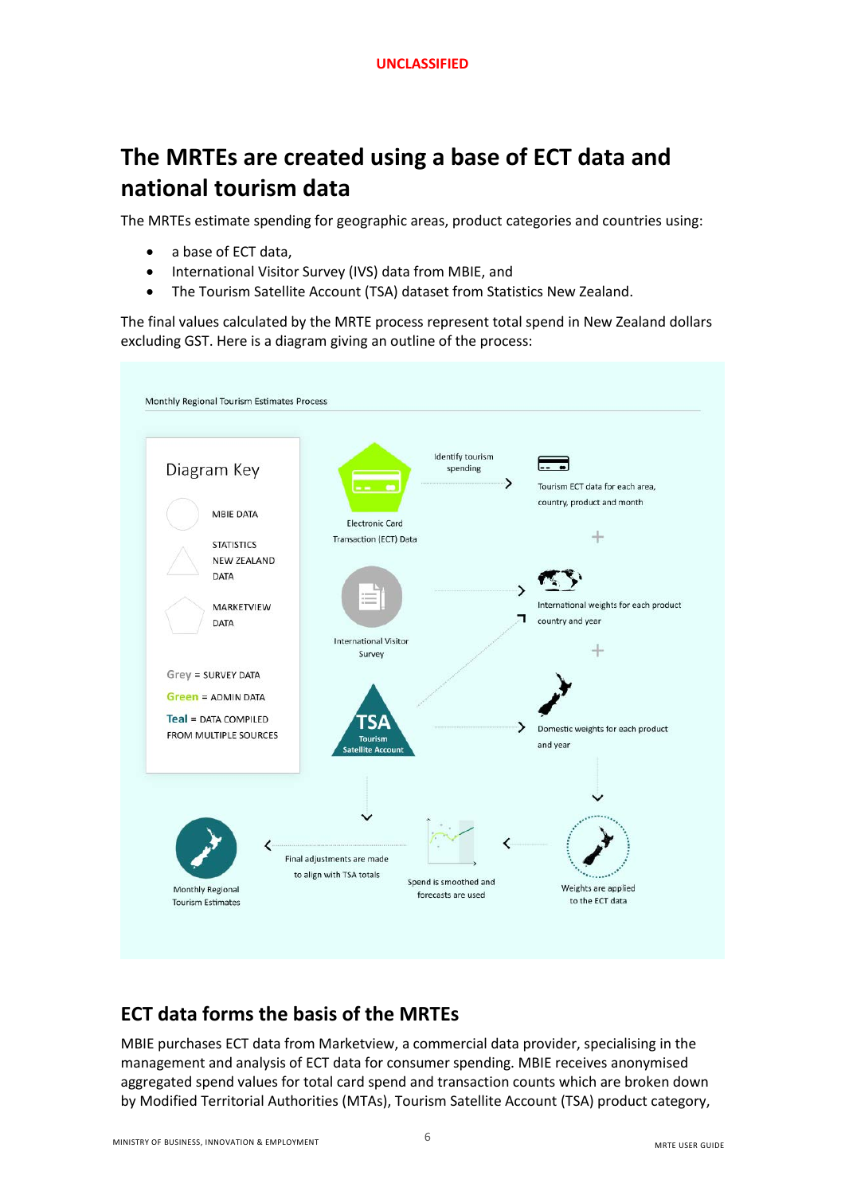# The MRTEs are created using a base of ECT data and national tourism data

The MRTEs estimate spending for geographic areas, product categories and countries using:

- a base of ECT data,
- International Visitor Survey (IVS) data from MBIE, and
- The Tourism Satellite Account (TSA) dataset from Statistics New Zealand.

The final values calculated by the MRTE process represent total spend in New Zealand dollars excluding GST. Here is a diagram giving an outline of the process:

Monthly Regional Tourism Estimates Process

Diagram Key

- MBIE DATA
- STATISTICS NEW ZEALAND DATA
- MARKETVIEW DATA

Grey = SURVEY DATA

Green = ADMIN DATA

Teal = DATA COMPILED FROM MULTIPLE SOURCES

Electronic Card Transaction (ECT) Data → Identify tourism spending → Tourism ECT data for each area, country, product and month

International Visitor Survey → International weights for each product country and year

TSA Tourism Satellite Account → Domestic weights for each product and year

Weights are applied to the ECT data → Spend is smoothed and forecasts are used → Final adjustments are made to align with TSA totals → Monthly Regional Tourism Estimates

## ECT data forms the basis of the MRTEs

MBIE purchases ECT data from Marketview, a commercial data provider, specialising in the management and analysis of ECT data for consumer spending. MBIE receives anonymised aggregated spend values for total card spend and transaction counts which are broken down by Modified Territorial Authorities (MTAs), Tourism Satellite Account (TSA) product category,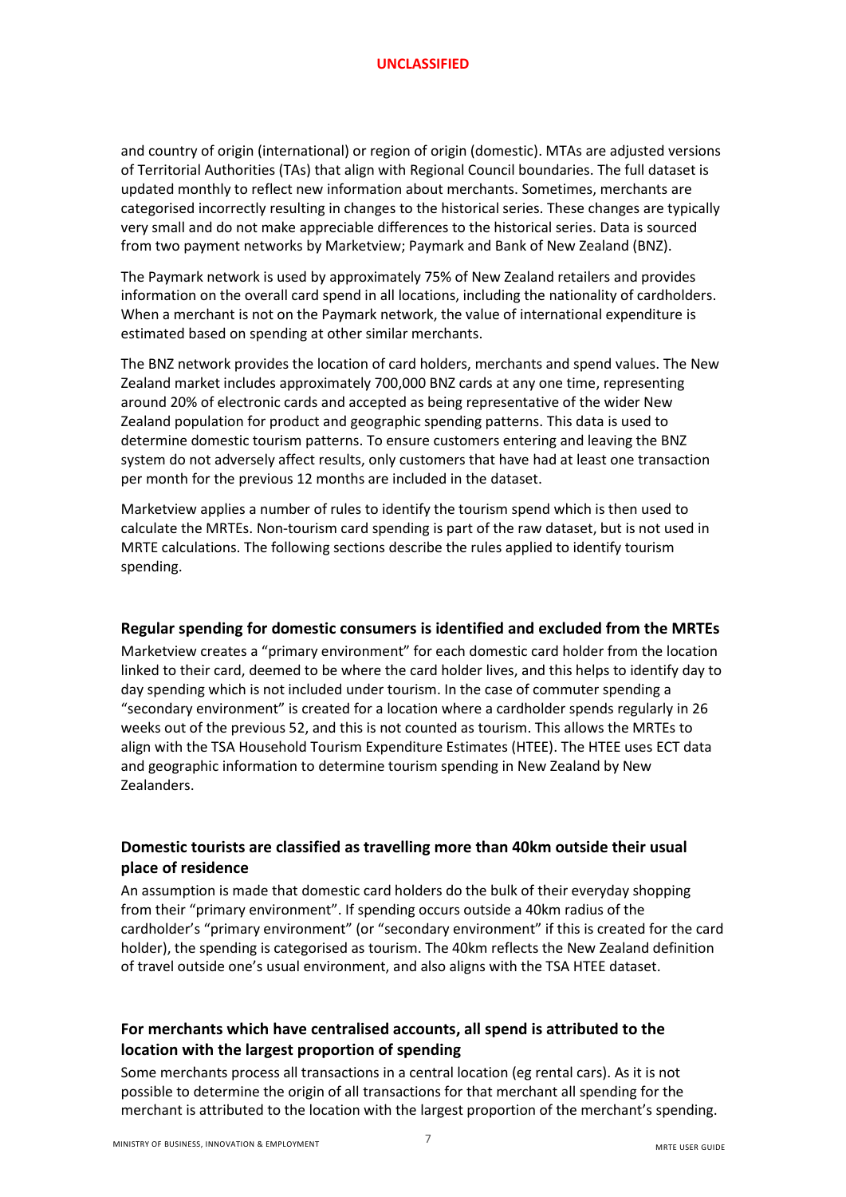and country of origin (international) or region of origin (domestic). MTAs are adjusted versions of Territorial Authorities (TAs) that align with Regional Council boundaries. The full dataset is updated monthly to reflect new information about merchants. Sometimes, merchants are categorised incorrectly resulting in changes to the historical series. These changes are typically very small and do not make appreciable differences to the historical series. Data is sourced from two payment networks by Marketview; Paymark and Bank of New Zealand (BNZ).

The Paymark network is used by approximately 75% of New Zealand retailers and provides information on the overall card spend in all locations, including the nationality of cardholders. When a merchant is not on the Paymark network, the value of international expenditure is estimated based on spending at other similar merchants.

The BNZ network provides the location of card holders, merchants and spend values. The New Zealand market includes approximately 700,000 BNZ cards at any one time, representing around 20% of electronic cards and accepted as being representative of the wider New Zealand population for product and geographic spending patterns. This data is used to determine domestic tourism patterns. To ensure customers entering and leaving the BNZ system do not adversely affect results, only customers that have had at least one transaction per month for the previous 12 months are included in the dataset.

Marketview applies a number of rules to identify the tourism spend which is then used to calculate the MRTEs. Non-tourism card spending is part of the raw dataset, but is not used in MRTE calculations. The following sections describe the rules applied to identify tourism spending.

### Regular spending for domestic consumers is identified and excluded from the MRTEs

Marketview creates a "primary environment" for each domestic card holder from the location linked to their card, deemed to be where the card holder lives, and this helps to identify day to day spending which is not included under tourism. In the case of commuter spending a "secondary environment" is created for a location where a cardholder spends regularly in 26 weeks out of the previous 52, and this is not counted as tourism. This allows the MRTEs to align with the TSA Household Tourism Expenditure Estimates (HTEE). The HTEE uses ECT data and geographic information to determine tourism spending in New Zealand by New Zealanders.

### Domestic tourists are classified as travelling more than 40km outside their usual place of residence

An assumption is made that domestic card holders do the bulk of their everyday shopping from their "primary environment". If spending occurs outside a 40km radius of the cardholder's "primary environment" (or "secondary environment" if this is created for the card holder), the spending is categorised as tourism. The 40km reflects the New Zealand definition of travel outside one's usual environment, and also aligns with the TSA HTEE dataset.

### For merchants which have centralised accounts, all spend is attributed to the location with the largest proportion of spending

Some merchants process all transactions in a central location (eg rental cars). As it is not possible to determine the origin of all transactions for that merchant all spending for the merchant is attributed to the location with the largest proportion of the merchant's spending.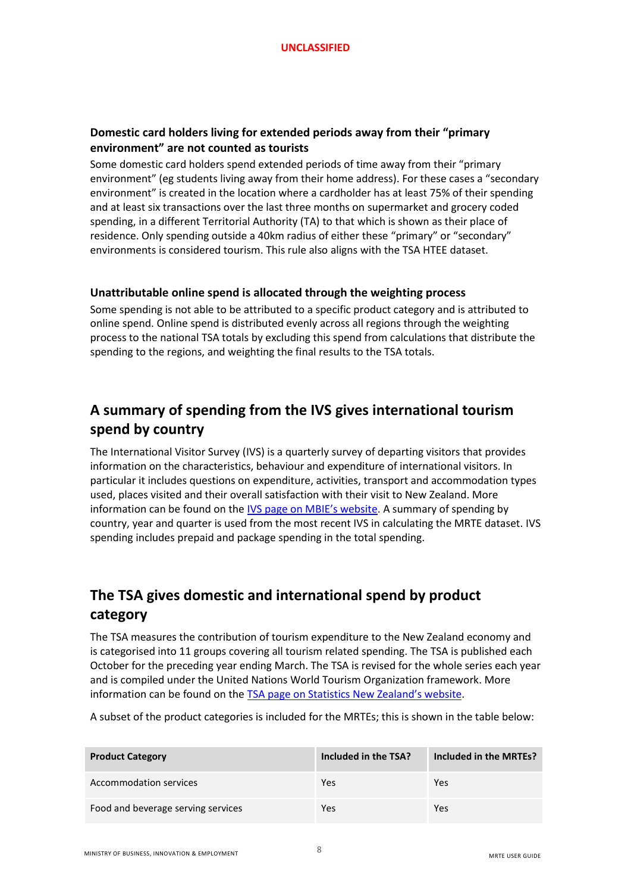### Domestic card holders living for extended periods away from their “primary environment” are not counted as tourists

Some domestic card holders spend extended periods of time away from their “primary environment” (eg students living away from their home address). For these cases a “secondary environment” is created in the location where a cardholder has at least 75% of their spending and at least six transactions over the last three months on supermarket and grocery coded spending, in a different Territorial Authority (TA) to that which is shown as their place of residence. Only spending outside a 40km radius of either these “primary” or “secondary” environments is considered tourism. This rule also aligns with the TSA HTEE dataset.

### Unattributable online spend is allocated through the weighting process

Some spending is not able to be attributed to a specific product category and is attributed to online spend. Online spend is distributed evenly across all regions through the weighting process to the national TSA totals by excluding this spend from calculations that distribute the spending to the regions, and weighting the final results to the TSA totals.

## A summary of spending from the IVS gives international tourism spend by country

The International Visitor Survey (IVS) is a quarterly survey of departing visitors that provides information on the characteristics, behaviour and expenditure of international visitors. In particular it includes questions on expenditure, activities, transport and accommodation types used, places visited and their overall satisfaction with their visit to New Zealand. More information can be found on the IVS page on MBIE’s website. A summary of spending by country, year and quarter is used from the most recent IVS in calculating the MRTE dataset. IVS spending includes prepaid and package spending in the total spending.

## The TSA gives domestic and international spend by product category

The TSA measures the contribution of tourism expenditure to the New Zealand economy and is categorised into 11 groups covering all tourism related spending. The TSA is published each October for the preceding year ending March. The TSA is revised for the whole series each year and is compiled under the United Nations World Tourism Organization framework. More information can be found on the TSA page on Statistics New Zealand’s website.

A subset of the product categories is included for the MRTEs; this is shown in the table below:

| Product Category | Included in the TSA? | Included in the MRTEs? |
| --- | --- | --- |
| Accommodation services | Yes | Yes |
| Food and beverage serving services | Yes | Yes |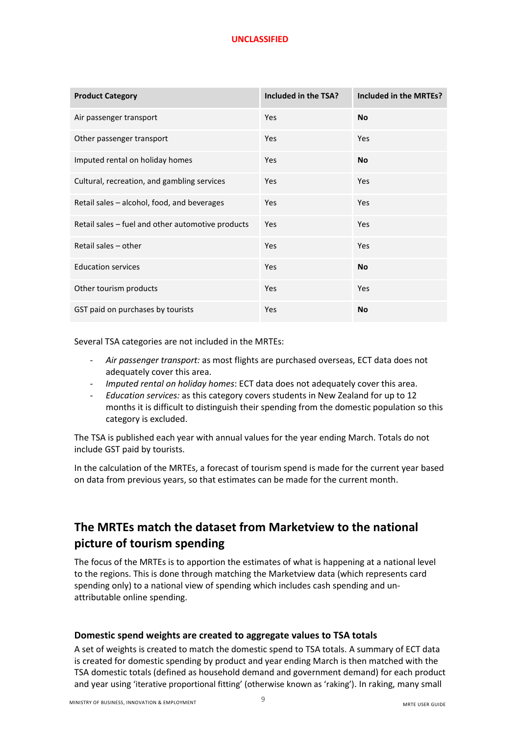| Product Category | Included in the TSA? | Included in the MRTEs? |
| --- | --- | --- |
| Air passenger transport | Yes | **No** |
| Other passenger transport | Yes | Yes |
| Imputed rental on holiday homes | Yes | **No** |
| Cultural, recreation, and gambling services | Yes | Yes |
| Retail sales – alcohol, food, and beverages | Yes | Yes |
| Retail sales – fuel and other automotive products | Yes | Yes |
| Retail sales – other | Yes | Yes |
| Education services | Yes | **No** |
| Other tourism products | Yes | Yes |
| GST paid on purchases by tourists | Yes | **No** |

Several TSA categories are not included in the MRTEs:

- *Air passenger transport:* as most flights are purchased overseas, ECT data does not adequately cover this area.
- *Imputed rental on holiday homes*: ECT data does not adequately cover this area.
- *Education services:* as this category covers students in New Zealand for up to 12 months it is difficult to distinguish their spending from the domestic population so this category is excluded.

The TSA is published each year with annual values for the year ending March. Totals do not include GST paid by tourists.

In the calculation of the MRTEs, a forecast of tourism spend is made for the current year based on data from previous years, so that estimates can be made for the current month.

## The MRTEs match the dataset from Marketview to the national picture of tourism spending

The focus of the MRTEs is to apportion the estimates of what is happening at a national level to the regions. This is done through matching the Marketview data (which represents card spending only) to a national view of spending which includes cash spending and un-attributable online spending.

### Domestic spend weights are created to aggregate values to TSA totals

A set of weights is created to match the domestic spend to TSA totals. A summary of ECT data is created for domestic spending by product and year ending March is then matched with the TSA domestic totals (defined as household demand and government demand) for each product and year using 'iterative proportional fitting' (otherwise known as 'raking'). In raking, many small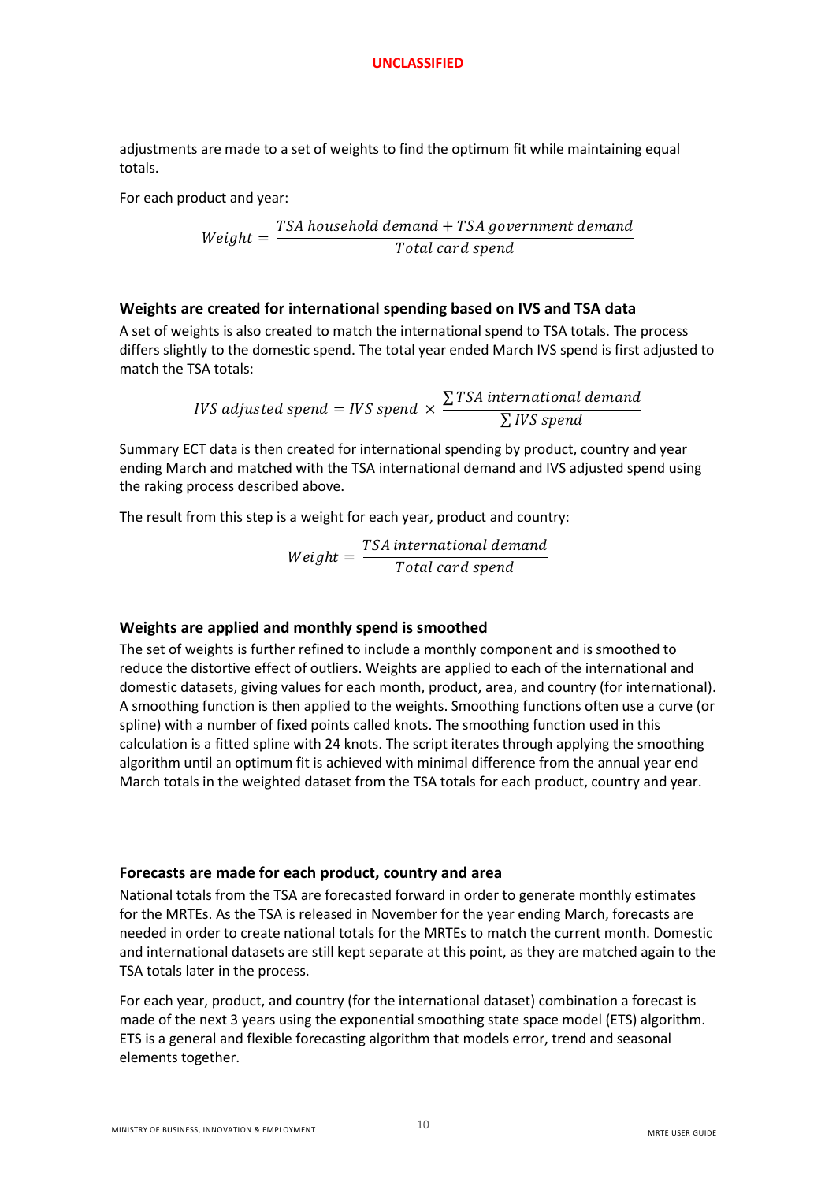adjustments are made to a set of weights to find the optimum fit while maintaining equal totals.

For each product and year:

$$Weight = \frac{TSA\ household\ demand + TSA\ government\ demand}{Total\ card\ spend}$$

### Weights are created for international spending based on IVS and TSA data

A set of weights is also created to match the international spend to TSA totals. The process differs slightly to the domestic spend. The total year ended March IVS spend is first adjusted to match the TSA totals:

$$IVS\ adjusted\ spend = IVS\ spend \times \frac{\sum TSA\ international\ demand}{\sum IVS\ spend}$$

Summary ECT data is then created for international spending by product, country and year ending March and matched with the TSA international demand and IVS adjusted spend using the raking process described above.

The result from this step is a weight for each year, product and country:

$$Weight = \frac{TSA\ international\ demand}{Total\ card\ spend}$$

### Weights are applied and monthly spend is smoothed

The set of weights is further refined to include a monthly component and is smoothed to reduce the distortive effect of outliers. Weights are applied to each of the international and domestic datasets, giving values for each month, product, area, and country (for international). A smoothing function is then applied to the weights. Smoothing functions often use a curve (or spline) with a number of fixed points called knots. The smoothing function used in this calculation is a fitted spline with 24 knots. The script iterates through applying the smoothing algorithm until an optimum fit is achieved with minimal difference from the annual year end March totals in the weighted dataset from the TSA totals for each product, country and year.

### Forecasts are made for each product, country and area

National totals from the TSA are forecasted forward in order to generate monthly estimates for the MRTEs. As the TSA is released in November for the year ending March, forecasts are needed in order to create national totals for the MRTEs to match the current month. Domestic and international datasets are still kept separate at this point, as they are matched again to the TSA totals later in the process.

For each year, product, and country (for the international dataset) combination a forecast is made of the next 3 years using the exponential smoothing state space model (ETS) algorithm. ETS is a general and flexible forecasting algorithm that models error, trend and seasonal elements together.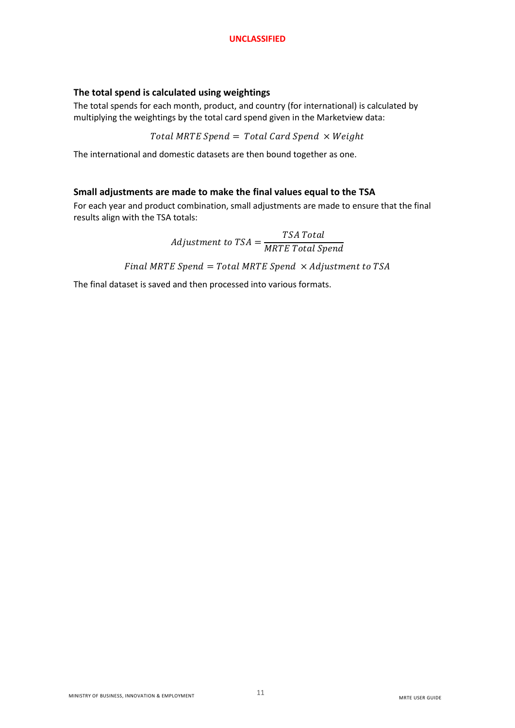### The total spend is calculated using weightings

The total spends for each month, product, and country (for international) is calculated by multiplying the weightings by the total card spend given in the Marketview data:

$$Total\ MRTE\ Spend = Total\ Card\ Spend\ \times Weight$$

The international and domestic datasets are then bound together as one.

### Small adjustments are made to make the final values equal to the TSA

For each year and product combination, small adjustments are made to ensure that the final results align with the TSA totals:

$$Adjustment\ to\ TSA = \frac{TSA\ Total}{MRTE\ Total\ Spend}$$

$$Final\ MRTE\ Spend = Total\ MRTE\ Spend\ \times Adjustment\ to\ TSA$$

The final dataset is saved and then processed into various formats.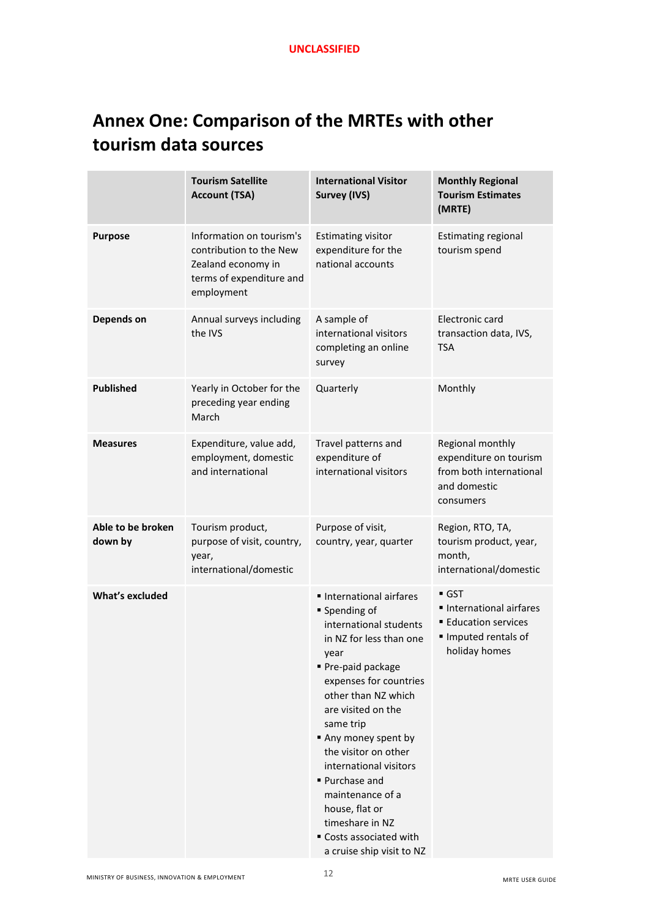## Annex One: Comparison of the MRTEs with other tourism data sources

| | Tourism Satellite Account (TSA) | International Visitor Survey (IVS) | Monthly Regional Tourism Estimates (MRTE) |
|---|---|---|---|
| **Purpose** | Information on tourism's contribution to the New Zealand economy in terms of expenditure and employment | Estimating visitor expenditure for the national accounts | Estimating regional tourism spend |
| **Depends on** | Annual surveys including the IVS | A sample of international visitors completing an online survey | Electronic card transaction data, IVS, TSA |
| **Published** | Yearly in October for the preceding year ending March | Quarterly | Monthly |
| **Measures** | Expenditure, value add, employment, domestic and international | Travel patterns and expenditure of international visitors | Regional monthly expenditure on tourism from both international and domestic consumers |
| **Able to be broken down by** | Tourism product, purpose of visit, country, year, international/domestic | Purpose of visit, country, year, quarter | Region, RTO, TA, tourism product, year, month, international/domestic |
| **What's excluded** | | ▪ International airfares<br>▪ Spending of international students in NZ for less than one year<br>▪ Pre-paid package expenses for countries other than NZ which are visited on the same trip<br>▪ Any money spent by the visitor on other international visitors<br>▪ Purchase and maintenance of a house, flat or timeshare in NZ<br>▪ Costs associated with a cruise ship visit to NZ | ▪ GST<br>▪ International airfares<br>▪ Education services<br>▪ Imputed rentals of holiday homes |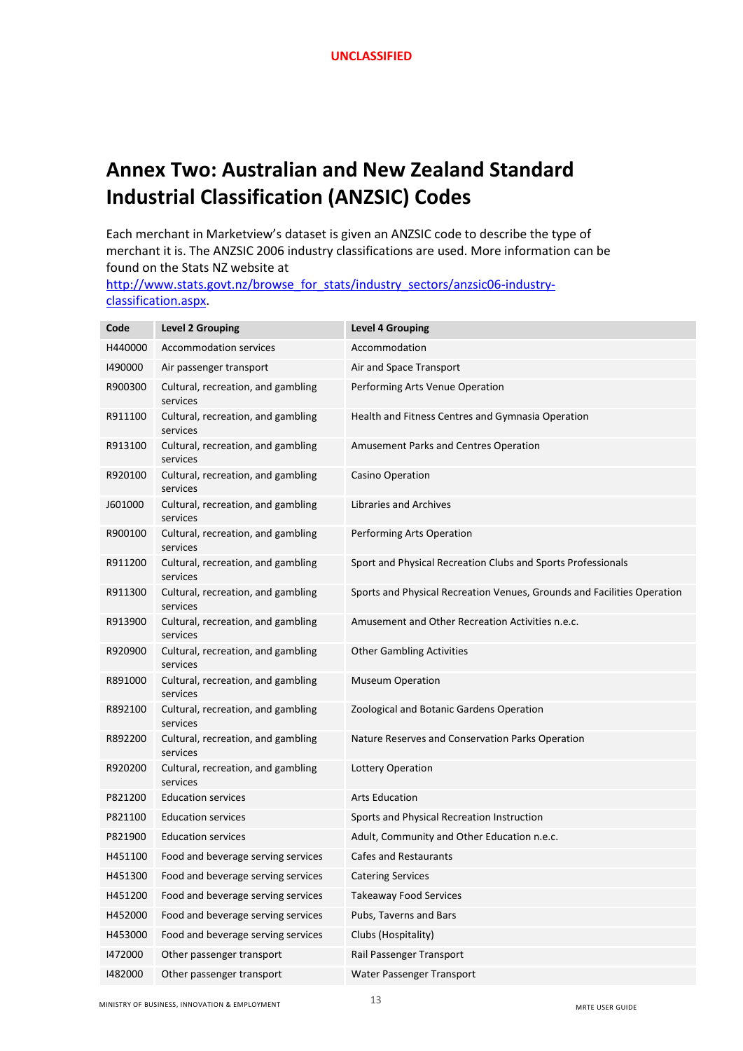# Annex Two: Australian and New Zealand Standard Industrial Classification (ANZSIC) Codes

Each merchant in Marketview's dataset is given an ANZSIC code to describe the type of merchant it is. The ANZSIC 2006 industry classifications are used. More information can be found on the Stats NZ website at [http://www.stats.govt.nz/browse_for_stats/industry_sectors/anzsic06-industry-classification.aspx](http://www.stats.govt.nz/browse_for_stats/industry_sectors/anzsic06-industry-classification.aspx).

| Code | Level 2 Grouping | Level 4 Grouping |
|---|---|---|
| H440000 | Accommodation services | Accommodation |
| I490000 | Air passenger transport | Air and Space Transport |
| R900300 | Cultural, recreation, and gambling services | Performing Arts Venue Operation |
| R911100 | Cultural, recreation, and gambling services | Health and Fitness Centres and Gymnasia Operation |
| R913100 | Cultural, recreation, and gambling services | Amusement Parks and Centres Operation |
| R920100 | Cultural, recreation, and gambling services | Casino Operation |
| J601000 | Cultural, recreation, and gambling services | Libraries and Archives |
| R900100 | Cultural, recreation, and gambling services | Performing Arts Operation |
| R911200 | Cultural, recreation, and gambling services | Sport and Physical Recreation Clubs and Sports Professionals |
| R911300 | Cultural, recreation, and gambling services | Sports and Physical Recreation Venues, Grounds and Facilities Operation |
| R913900 | Cultural, recreation, and gambling services | Amusement and Other Recreation Activities n.e.c. |
| R920900 | Cultural, recreation, and gambling services | Other Gambling Activities |
| R891000 | Cultural, recreation, and gambling services | Museum Operation |
| R892100 | Cultural, recreation, and gambling services | Zoological and Botanic Gardens Operation |
| R892200 | Cultural, recreation, and gambling services | Nature Reserves and Conservation Parks Operation |
| R920200 | Cultural, recreation, and gambling services | Lottery Operation |
| P821200 | Education services | Arts Education |
| P821100 | Education services | Sports and Physical Recreation Instruction |
| P821900 | Education services | Adult, Community and Other Education n.e.c. |
| H451100 | Food and beverage serving services | Cafes and Restaurants |
| H451300 | Food and beverage serving services | Catering Services |
| H451200 | Food and beverage serving services | Takeaway Food Services |
| H452000 | Food and beverage serving services | Pubs, Taverns and Bars |
| H453000 | Food and beverage serving services | Clubs (Hospitality) |
| I472000 | Other passenger transport | Rail Passenger Transport |
| I482000 | Other passenger transport | Water Passenger Transport |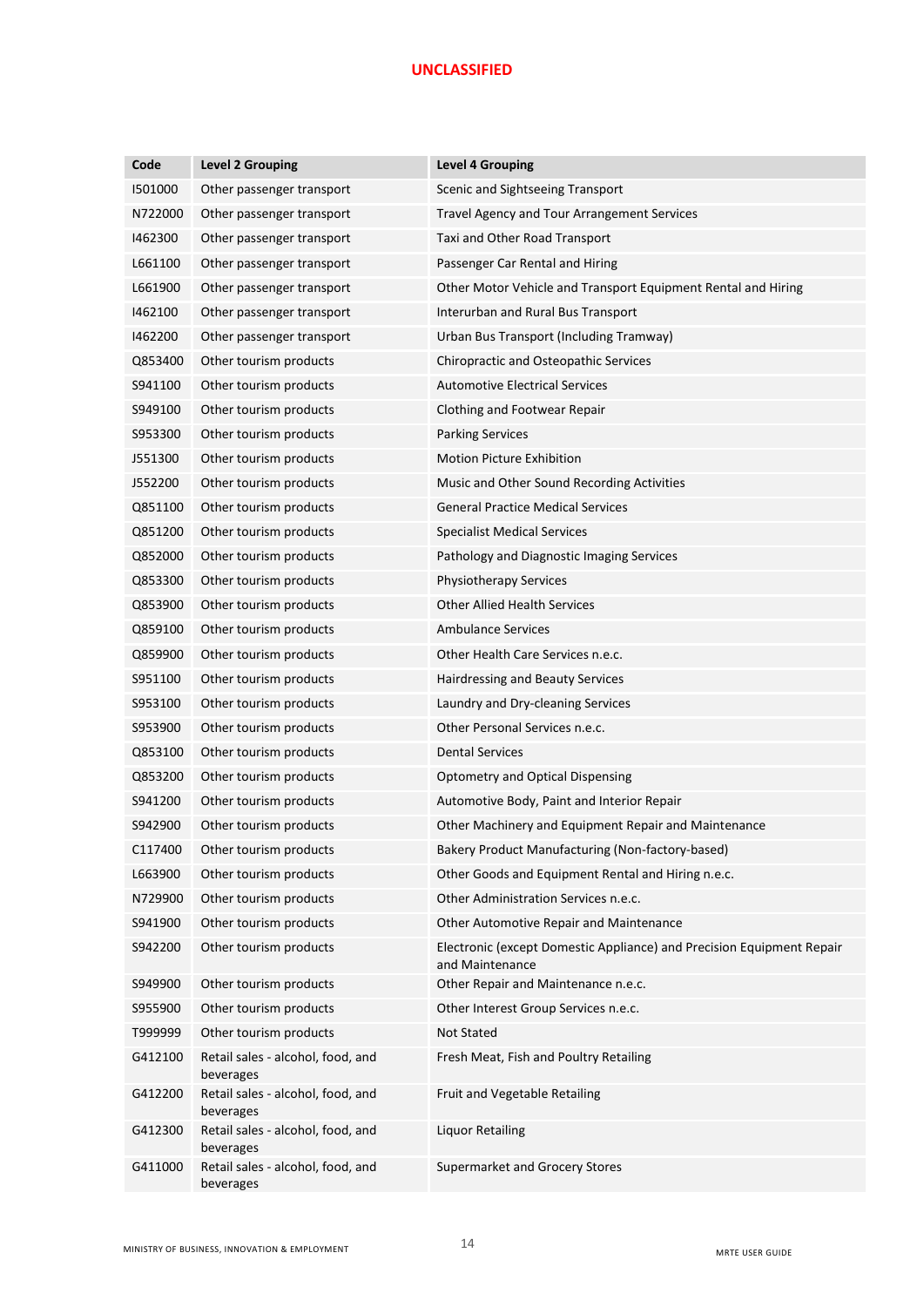| Code | Level 2 Grouping | Level 4 Grouping |
|---|---|---|
| I501000 | Other passenger transport | Scenic and Sightseeing Transport |
| N722000 | Other passenger transport | Travel Agency and Tour Arrangement Services |
| I462300 | Other passenger transport | Taxi and Other Road Transport |
| L661100 | Other passenger transport | Passenger Car Rental and Hiring |
| L661900 | Other passenger transport | Other Motor Vehicle and Transport Equipment Rental and Hiring |
| I462100 | Other passenger transport | Interurban and Rural Bus Transport |
| I462200 | Other passenger transport | Urban Bus Transport (Including Tramway) |
| Q853400 | Other tourism products | Chiropractic and Osteopathic Services |
| S941100 | Other tourism products | Automotive Electrical Services |
| S949100 | Other tourism products | Clothing and Footwear Repair |
| S953300 | Other tourism products | Parking Services |
| J551300 | Other tourism products | Motion Picture Exhibition |
| J552200 | Other tourism products | Music and Other Sound Recording Activities |
| Q851100 | Other tourism products | General Practice Medical Services |
| Q851200 | Other tourism products | Specialist Medical Services |
| Q852000 | Other tourism products | Pathology and Diagnostic Imaging Services |
| Q853300 | Other tourism products | Physiotherapy Services |
| Q853900 | Other tourism products | Other Allied Health Services |
| Q859100 | Other tourism products | Ambulance Services |
| Q859900 | Other tourism products | Other Health Care Services n.e.c. |
| S951100 | Other tourism products | Hairdressing and Beauty Services |
| S953100 | Other tourism products | Laundry and Dry-cleaning Services |
| S953900 | Other tourism products | Other Personal Services n.e.c. |
| Q853100 | Other tourism products | Dental Services |
| Q853200 | Other tourism products | Optometry and Optical Dispensing |
| S941200 | Other tourism products | Automotive Body, Paint and Interior Repair |
| S942900 | Other tourism products | Other Machinery and Equipment Repair and Maintenance |
| C117400 | Other tourism products | Bakery Product Manufacturing (Non-factory-based) |
| L663900 | Other tourism products | Other Goods and Equipment Rental and Hiring n.e.c. |
| N729900 | Other tourism products | Other Administration Services n.e.c. |
| S941900 | Other tourism products | Other Automotive Repair and Maintenance |
| S942200 | Other tourism products | Electronic (except Domestic Appliance) and Precision Equipment Repair and Maintenance |
| S949900 | Other tourism products | Other Repair and Maintenance n.e.c. |
| S955900 | Other tourism products | Other Interest Group Services n.e.c. |
| T999999 | Other tourism products | Not Stated |
| G412100 | Retail sales - alcohol, food, and beverages | Fresh Meat, Fish and Poultry Retailing |
| G412200 | Retail sales - alcohol, food, and beverages | Fruit and Vegetable Retailing |
| G412300 | Retail sales - alcohol, food, and beverages | Liquor Retailing |
| G411000 | Retail sales - alcohol, food, and beverages | Supermarket and Grocery Stores |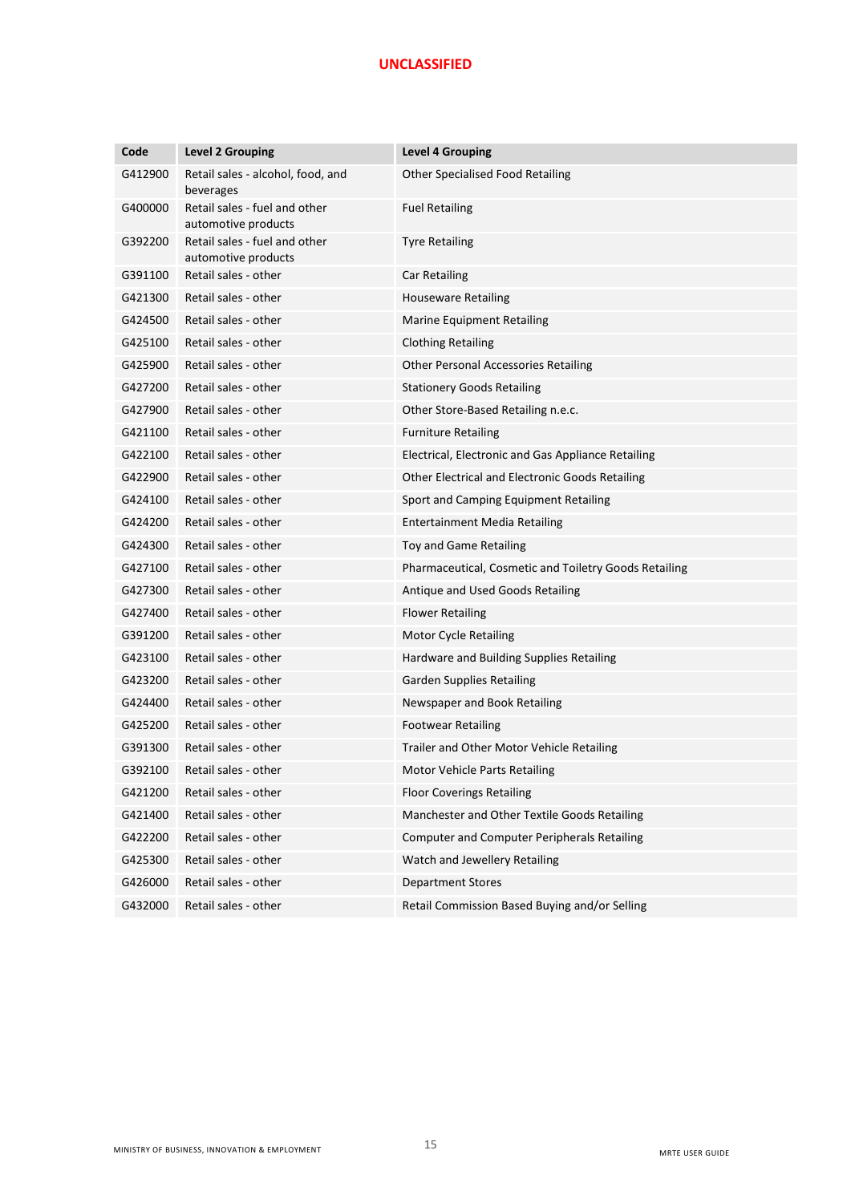| Code | Level 2 Grouping | Level 4 Grouping |
|---|---|---|
| G412900 | Retail sales - alcohol, food, and beverages | Other Specialised Food Retailing |
| G400000 | Retail sales - fuel and other automotive products | Fuel Retailing |
| G392200 | Retail sales - fuel and other automotive products | Tyre Retailing |
| G391100 | Retail sales - other | Car Retailing |
| G421300 | Retail sales - other | Houseware Retailing |
| G424500 | Retail sales - other | Marine Equipment Retailing |
| G425100 | Retail sales - other | Clothing Retailing |
| G425900 | Retail sales - other | Other Personal Accessories Retailing |
| G427200 | Retail sales - other | Stationery Goods Retailing |
| G427900 | Retail sales - other | Other Store-Based Retailing n.e.c. |
| G421100 | Retail sales - other | Furniture Retailing |
| G422100 | Retail sales - other | Electrical, Electronic and Gas Appliance Retailing |
| G422900 | Retail sales - other | Other Electrical and Electronic Goods Retailing |
| G424100 | Retail sales - other | Sport and Camping Equipment Retailing |
| G424200 | Retail sales - other | Entertainment Media Retailing |
| G424300 | Retail sales - other | Toy and Game Retailing |
| G427100 | Retail sales - other | Pharmaceutical, Cosmetic and Toiletry Goods Retailing |
| G427300 | Retail sales - other | Antique and Used Goods Retailing |
| G427400 | Retail sales - other | Flower Retailing |
| G391200 | Retail sales - other | Motor Cycle Retailing |
| G423100 | Retail sales - other | Hardware and Building Supplies Retailing |
| G423200 | Retail sales - other | Garden Supplies Retailing |
| G424400 | Retail sales - other | Newspaper and Book Retailing |
| G425200 | Retail sales - other | Footwear Retailing |
| G391300 | Retail sales - other | Trailer and Other Motor Vehicle Retailing |
| G392100 | Retail sales - other | Motor Vehicle Parts Retailing |
| G421200 | Retail sales - other | Floor Coverings Retailing |
| G421400 | Retail sales - other | Manchester and Other Textile Goods Retailing |
| G422200 | Retail sales - other | Computer and Computer Peripherals Retailing |
| G425300 | Retail sales - other | Watch and Jewellery Retailing |
| G426000 | Retail sales - other | Department Stores |
| G432000 | Retail sales - other | Retail Commission Based Buying and/or Selling |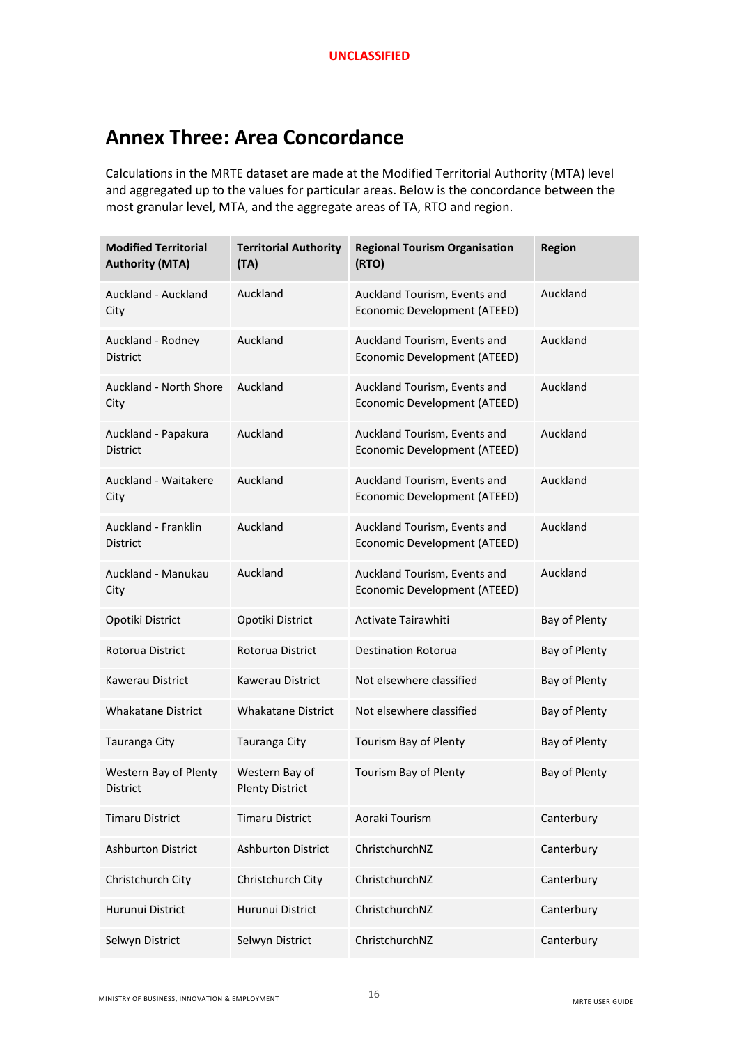## Annex Three: Area Concordance

Calculations in the MRTE dataset are made at the Modified Territorial Authority (MTA) level and aggregated up to the values for particular areas. Below is the concordance between the most granular level, MTA, and the aggregate areas of TA, RTO and region.

| Modified Territorial Authority (MTA) | Territorial Authority (TA) | Regional Tourism Organisation (RTO) | Region |
|---|---|---|---|
| Auckland - Auckland City | Auckland | Auckland Tourism, Events and Economic Development (ATEED) | Auckland |
| Auckland - Rodney District | Auckland | Auckland Tourism, Events and Economic Development (ATEED) | Auckland |
| Auckland - North Shore City | Auckland | Auckland Tourism, Events and Economic Development (ATEED) | Auckland |
| Auckland - Papakura District | Auckland | Auckland Tourism, Events and Economic Development (ATEED) | Auckland |
| Auckland - Waitakere City | Auckland | Auckland Tourism, Events and Economic Development (ATEED) | Auckland |
| Auckland - Franklin District | Auckland | Auckland Tourism, Events and Economic Development (ATEED) | Auckland |
| Auckland - Manukau City | Auckland | Auckland Tourism, Events and Economic Development (ATEED) | Auckland |
| Opotiki District | Opotiki District | Activate Tairawhiti | Bay of Plenty |
| Rotorua District | Rotorua District | Destination Rotorua | Bay of Plenty |
| Kawerau District | Kawerau District | Not elsewhere classified | Bay of Plenty |
| Whakatane District | Whakatane District | Not elsewhere classified | Bay of Plenty |
| Tauranga City | Tauranga City | Tourism Bay of Plenty | Bay of Plenty |
| Western Bay of Plenty District | Western Bay of Plenty District | Tourism Bay of Plenty | Bay of Plenty |
| Timaru District | Timaru District | Aoraki Tourism | Canterbury |
| Ashburton District | Ashburton District | ChristchurchNZ | Canterbury |
| Christchurch City | Christchurch City | ChristchurchNZ | Canterbury |
| Hurunui District | Hurunui District | ChristchurchNZ | Canterbury |
| Selwyn District | Selwyn District | ChristchurchNZ | Canterbury |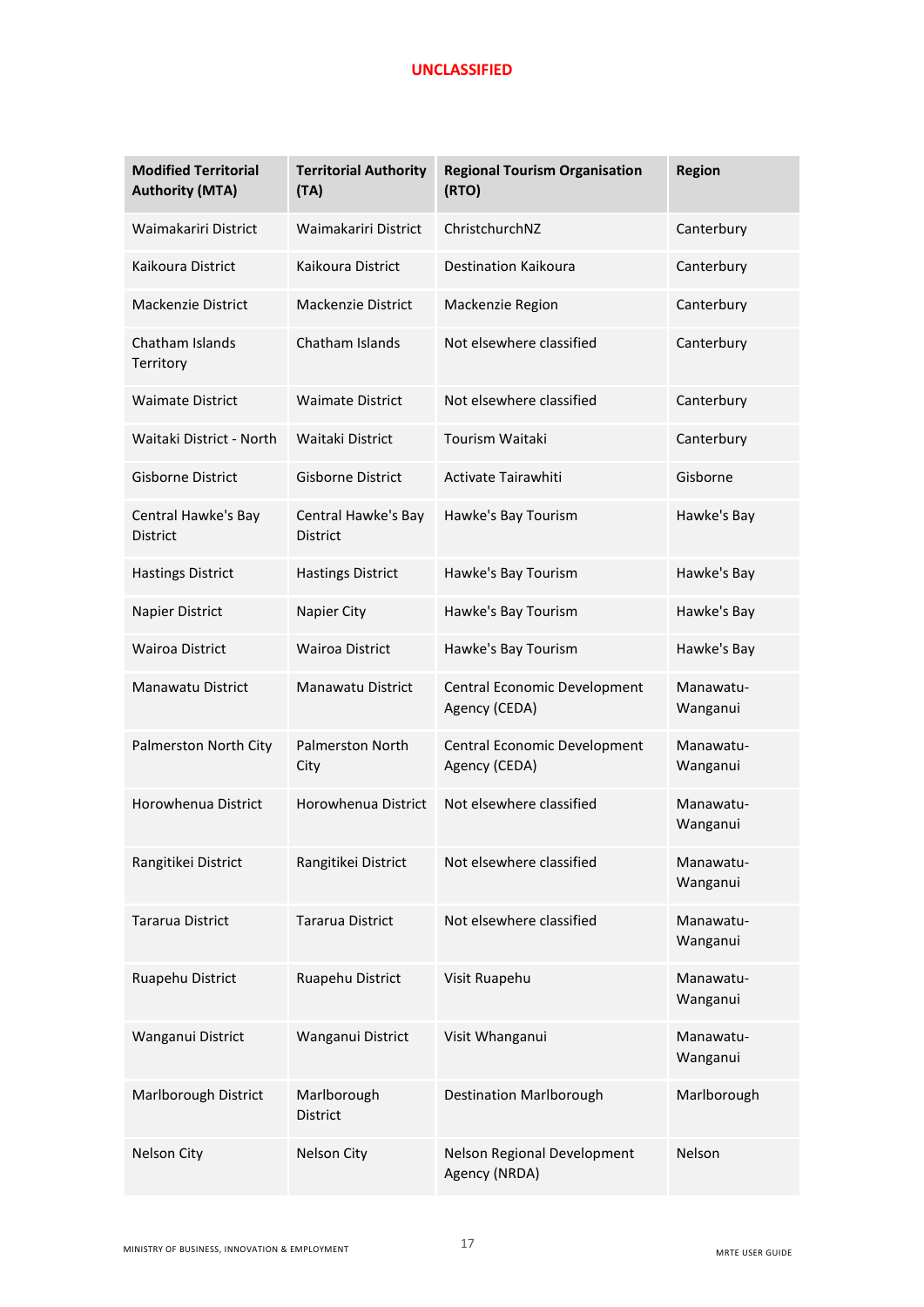UNCLASSIFIED

| Modified Territorial Authority (MTA) | Territorial Authority (TA) | Regional Tourism Organisation (RTO) | Region |
|---|---|---|---|
| Waimakariri District | Waimakariri District | ChristchurchNZ | Canterbury |
| Kaikoura District | Kaikoura District | Destination Kaikoura | Canterbury |
| Mackenzie District | Mackenzie District | Mackenzie Region | Canterbury |
| Chatham Islands Territory | Chatham Islands | Not elsewhere classified | Canterbury |
| Waimate District | Waimate District | Not elsewhere classified | Canterbury |
| Waitaki District - North | Waitaki District | Tourism Waitaki | Canterbury |
| Gisborne District | Gisborne District | Activate Tairawhiti | Gisborne |
| Central Hawke's Bay District | Central Hawke's Bay District | Hawke's Bay Tourism | Hawke's Bay |
| Hastings District | Hastings District | Hawke's Bay Tourism | Hawke's Bay |
| Napier District | Napier City | Hawke's Bay Tourism | Hawke's Bay |
| Wairoa District | Wairoa District | Hawke's Bay Tourism | Hawke's Bay |
| Manawatu District | Manawatu District | Central Economic Development Agency (CEDA) | Manawatu-Wanganui |
| Palmerston North City | Palmerston North City | Central Economic Development Agency (CEDA) | Manawatu-Wanganui |
| Horowhenua District | Horowhenua District | Not elsewhere classified | Manawatu-Wanganui |
| Rangitikei District | Rangitikei District | Not elsewhere classified | Manawatu-Wanganui |
| Tararua District | Tararua District | Not elsewhere classified | Manawatu-Wanganui |
| Ruapehu District | Ruapehu District | Visit Ruapehu | Manawatu-Wanganui |
| Wanganui District | Wanganui District | Visit Whanganui | Manawatu-Wanganui |
| Marlborough District | Marlborough District | Destination Marlborough | Marlborough |
| Nelson City | Nelson City | Nelson Regional Development Agency (NRDA) | Nelson |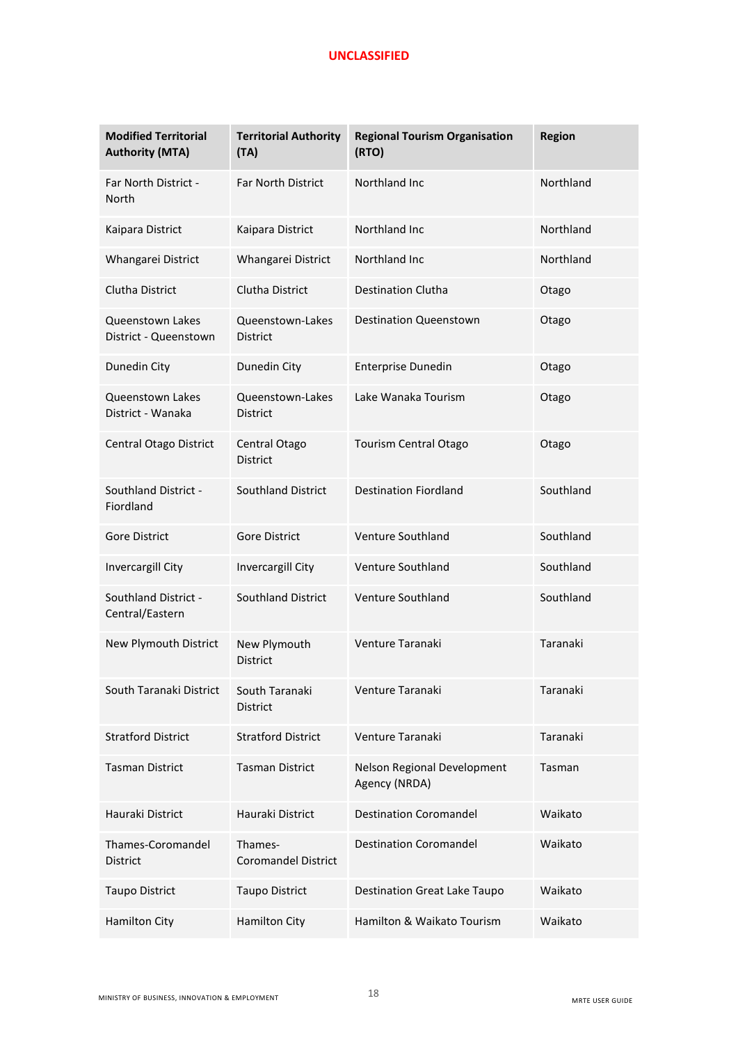UNCLASSIFIED

| Modified Territorial Authority (MTA) | Territorial Authority (TA) | Regional Tourism Organisation (RTO) | Region |
|---|---|---|---|
| Far North District - North | Far North District | Northland Inc | Northland |
| Kaipara District | Kaipara District | Northland Inc | Northland |
| Whangarei District | Whangarei District | Northland Inc | Northland |
| Clutha District | Clutha District | Destination Clutha | Otago |
| Queenstown Lakes District - Queenstown | Queenstown-Lakes District | Destination Queenstown | Otago |
| Dunedin City | Dunedin City | Enterprise Dunedin | Otago |
| Queenstown Lakes District - Wanaka | Queenstown-Lakes District | Lake Wanaka Tourism | Otago |
| Central Otago District | Central Otago District | Tourism Central Otago | Otago |
| Southland District - Fiordland | Southland District | Destination Fiordland | Southland |
| Gore District | Gore District | Venture Southland | Southland |
| Invercargill City | Invercargill City | Venture Southland | Southland |
| Southland District - Central/Eastern | Southland District | Venture Southland | Southland |
| New Plymouth District | New Plymouth District | Venture Taranaki | Taranaki |
| South Taranaki District | South Taranaki District | Venture Taranaki | Taranaki |
| Stratford District | Stratford District | Venture Taranaki | Taranaki |
| Tasman District | Tasman District | Nelson Regional Development Agency (NRDA) | Tasman |
| Hauraki District | Hauraki District | Destination Coromandel | Waikato |
| Thames-Coromandel District | Thames-Coromandel District | Destination Coromandel | Waikato |
| Taupo District | Taupo District | Destination Great Lake Taupo | Waikato |
| Hamilton City | Hamilton City | Hamilton & Waikato Tourism | Waikato |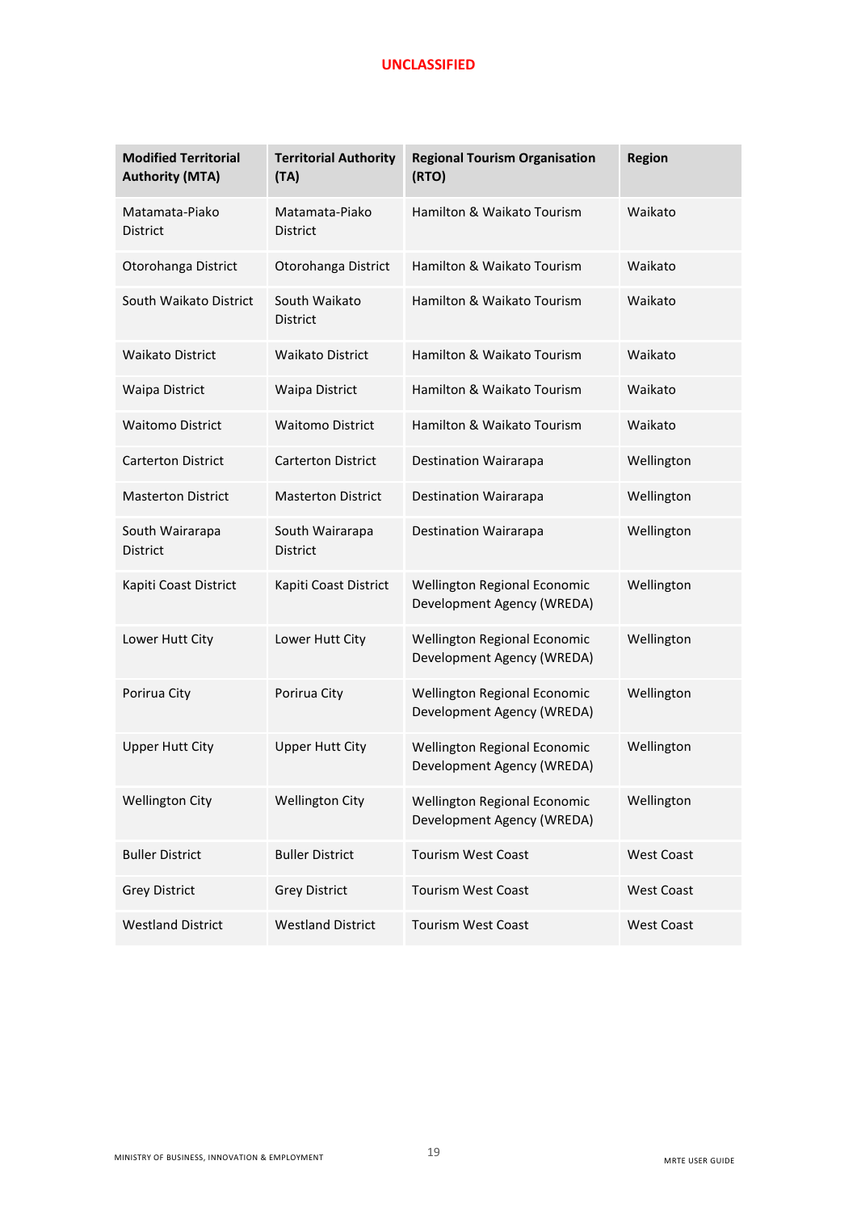| Modified Territorial Authority (MTA) | Territorial Authority (TA) | Regional Tourism Organisation (RTO) | Region |
|---|---|---|---|
| Matamata-Piako District | Matamata-Piako District | Hamilton & Waikato Tourism | Waikato |
| Otorohanga District | Otorohanga District | Hamilton & Waikato Tourism | Waikato |
| South Waikato District | South Waikato District | Hamilton & Waikato Tourism | Waikato |
| Waikato District | Waikato District | Hamilton & Waikato Tourism | Waikato |
| Waipa District | Waipa District | Hamilton & Waikato Tourism | Waikato |
| Waitomo District | Waitomo District | Hamilton & Waikato Tourism | Waikato |
| Carterton District | Carterton District | Destination Wairarapa | Wellington |
| Masterton District | Masterton District | Destination Wairarapa | Wellington |
| South Wairarapa District | South Wairarapa District | Destination Wairarapa | Wellington |
| Kapiti Coast District | Kapiti Coast District | Wellington Regional Economic Development Agency (WREDA) | Wellington |
| Lower Hutt City | Lower Hutt City | Wellington Regional Economic Development Agency (WREDA) | Wellington |
| Porirua City | Porirua City | Wellington Regional Economic Development Agency (WREDA) | Wellington |
| Upper Hutt City | Upper Hutt City | Wellington Regional Economic Development Agency (WREDA) | Wellington |
| Wellington City | Wellington City | Wellington Regional Economic Development Agency (WREDA) | Wellington |
| Buller District | Buller District | Tourism West Coast | West Coast |
| Grey District | Grey District | Tourism West Coast | West Coast |
| Westland District | Westland District | Tourism West Coast | West Coast |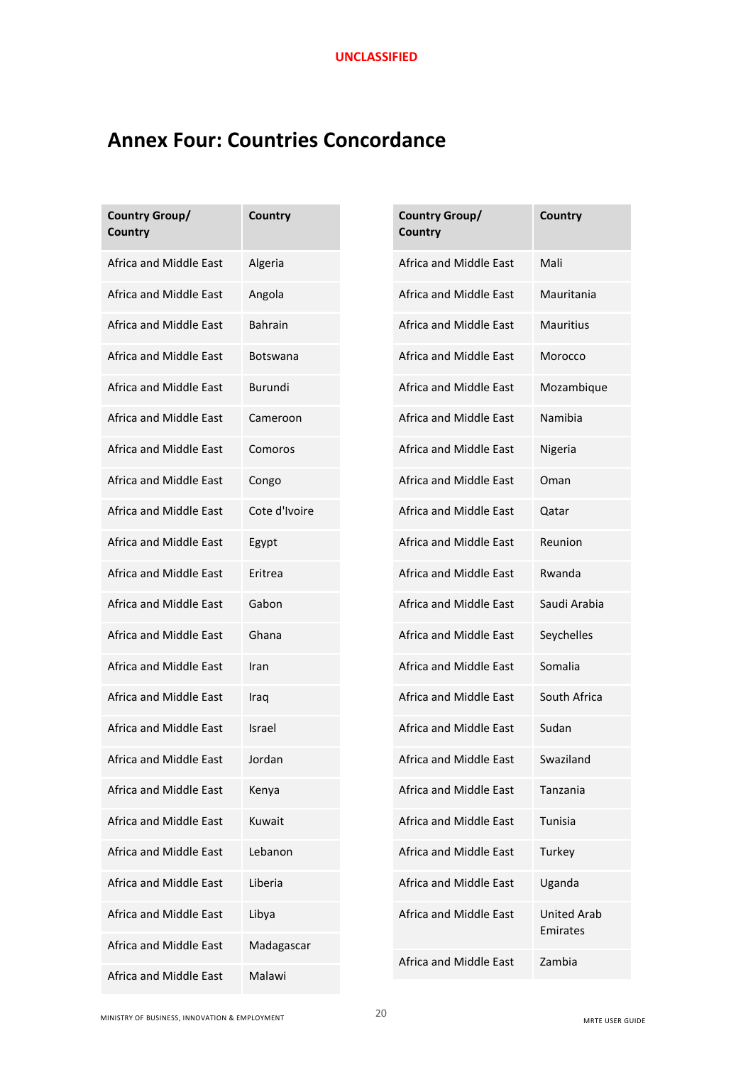# Annex Four: Countries Concordance

| Country Group/ Country | Country |
|---|---|
| Africa and Middle East | Algeria |
| Africa and Middle East | Angola |
| Africa and Middle East | Bahrain |
| Africa and Middle East | Botswana |
| Africa and Middle East | Burundi |
| Africa and Middle East | Cameroon |
| Africa and Middle East | Comoros |
| Africa and Middle East | Congo |
| Africa and Middle East | Cote d'Ivoire |
| Africa and Middle East | Egypt |
| Africa and Middle East | Eritrea |
| Africa and Middle East | Gabon |
| Africa and Middle East | Ghana |
| Africa and Middle East | Iran |
| Africa and Middle East | Iraq |
| Africa and Middle East | Israel |
| Africa and Middle East | Jordan |
| Africa and Middle East | Kenya |
| Africa and Middle East | Kuwait |
| Africa and Middle East | Lebanon |
| Africa and Middle East | Liberia |
| Africa and Middle East | Libya |
| Africa and Middle East | Madagascar |
| Africa and Middle East | Malawi |
| Africa and Middle East | Mali |
| Africa and Middle East | Mauritania |
| Africa and Middle East | Mauritius |
| Africa and Middle East | Morocco |
| Africa and Middle East | Mozambique |
| Africa and Middle East | Namibia |
| Africa and Middle East | Nigeria |
| Africa and Middle East | Oman |
| Africa and Middle East | Qatar |
| Africa and Middle East | Reunion |
| Africa and Middle East | Rwanda |
| Africa and Middle East | Saudi Arabia |
| Africa and Middle East | Seychelles |
| Africa and Middle East | Somalia |
| Africa and Middle East | South Africa |
| Africa and Middle East | Sudan |
| Africa and Middle East | Swaziland |
| Africa and Middle East | Tanzania |
| Africa and Middle East | Tunisia |
| Africa and Middle East | Turkey |
| Africa and Middle East | Uganda |
| Africa and Middle East | United Arab Emirates |
| Africa and Middle East | Zambia |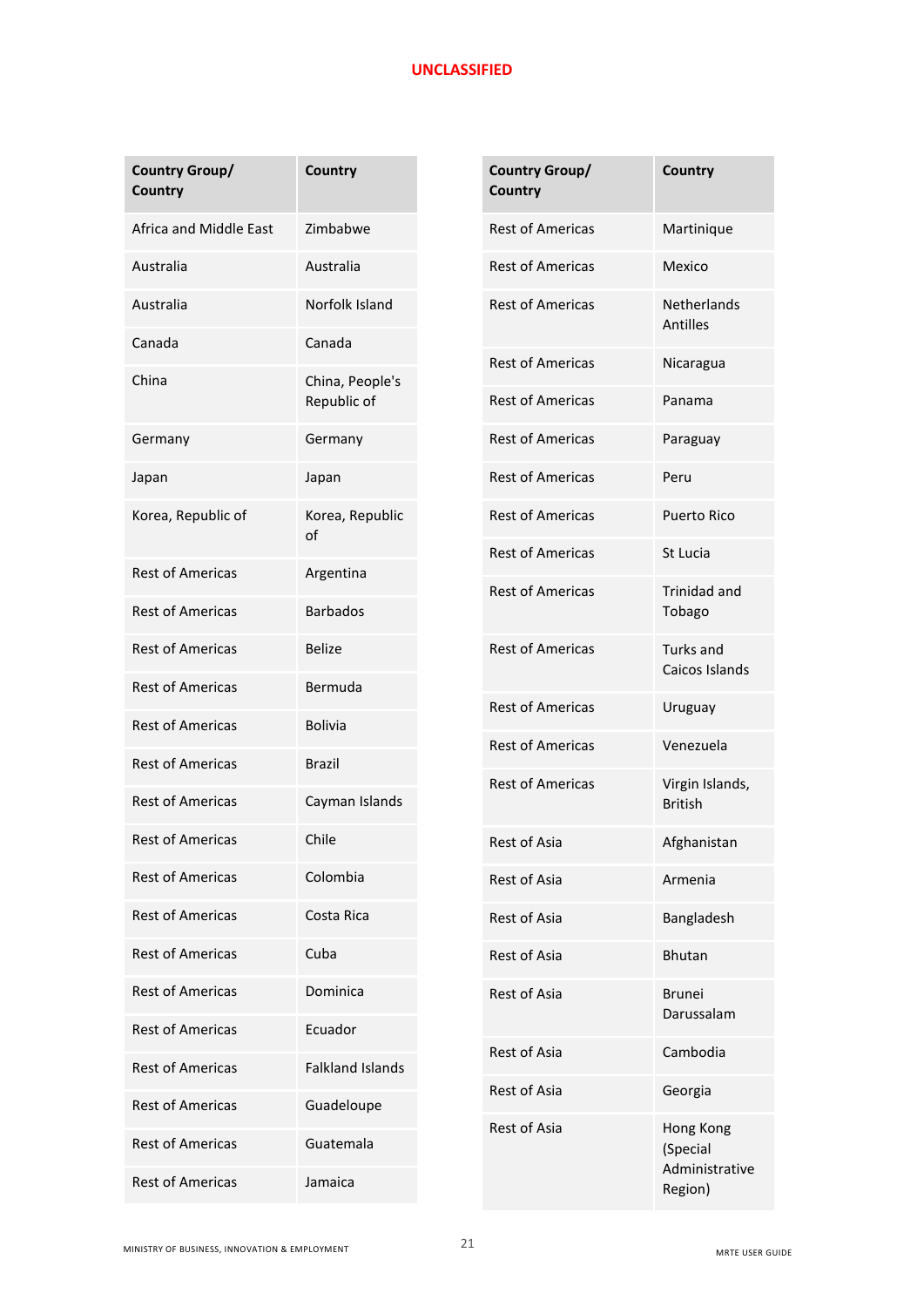UNCLASSIFIED

| Country Group/ Country | Country |
|---|---|
| Africa and Middle East | Zimbabwe |
| Australia | Australia |
| Australia | Norfolk Island |
| Canada | Canada |
| China | China, People's Republic of |
| Germany | Germany |
| Japan | Japan |
| Korea, Republic of | Korea, Republic of |
| Rest of Americas | Argentina |
| Rest of Americas | Barbados |
| Rest of Americas | Belize |
| Rest of Americas | Bermuda |
| Rest of Americas | Bolivia |
| Rest of Americas | Brazil |
| Rest of Americas | Cayman Islands |
| Rest of Americas | Chile |
| Rest of Americas | Colombia |
| Rest of Americas | Costa Rica |
| Rest of Americas | Cuba |
| Rest of Americas | Dominica |
| Rest of Americas | Ecuador |
| Rest of Americas | Falkland Islands |
| Rest of Americas | Guadeloupe |
| Rest of Americas | Guatemala |
| Rest of Americas | Jamaica |
| Rest of Americas | Martinique |
| Rest of Americas | Mexico |
| Rest of Americas | Netherlands Antilles |
| Rest of Americas | Nicaragua |
| Rest of Americas | Panama |
| Rest of Americas | Paraguay |
| Rest of Americas | Peru |
| Rest of Americas | Puerto Rico |
| Rest of Americas | St Lucia |
| Rest of Americas | Trinidad and Tobago |
| Rest of Americas | Turks and Caicos Islands |
| Rest of Americas | Uruguay |
| Rest of Americas | Venezuela |
| Rest of Americas | Virgin Islands, British |
| Rest of Asia | Afghanistan |
| Rest of Asia | Armenia |
| Rest of Asia | Bangladesh |
| Rest of Asia | Bhutan |
| Rest of Asia | Brunei Darussalam |
| Rest of Asia | Cambodia |
| Rest of Asia | Georgia |
| Rest of Asia | Hong Kong (Special Administrative Region) |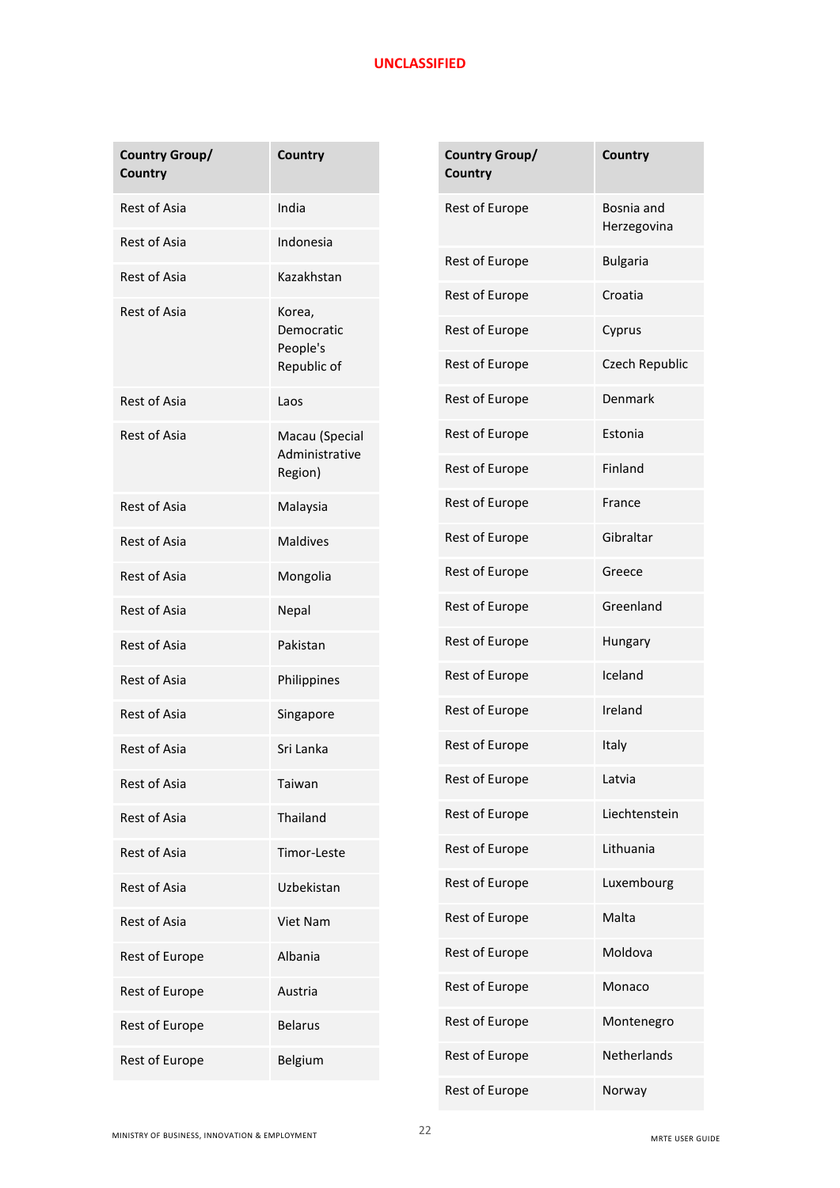UNCLASSIFIED

| Country Group/ Country | Country |
| --- | --- |
| Rest of Asia | India |
| Rest of Asia | Indonesia |
| Rest of Asia | Kazakhstan |
| Rest of Asia | Korea, Democratic People's Republic of |
| Rest of Asia | Laos |
| Rest of Asia | Macau (Special Administrative Region) |
| Rest of Asia | Malaysia |
| Rest of Asia | Maldives |
| Rest of Asia | Mongolia |
| Rest of Asia | Nepal |
| Rest of Asia | Pakistan |
| Rest of Asia | Philippines |
| Rest of Asia | Singapore |
| Rest of Asia | Sri Lanka |
| Rest of Asia | Taiwan |
| Rest of Asia | Thailand |
| Rest of Asia | Timor-Leste |
| Rest of Asia | Uzbekistan |
| Rest of Asia | Viet Nam |
| Rest of Europe | Albania |
| Rest of Europe | Austria |
| Rest of Europe | Belarus |
| Rest of Europe | Belgium |

| Country Group/ Country | Country |
| --- | --- |
| Rest of Europe | Bosnia and Herzegovina |
| Rest of Europe | Bulgaria |
| Rest of Europe | Croatia |
| Rest of Europe | Cyprus |
| Rest of Europe | Czech Republic |
| Rest of Europe | Denmark |
| Rest of Europe | Estonia |
| Rest of Europe | Finland |
| Rest of Europe | France |
| Rest of Europe | Gibraltar |
| Rest of Europe | Greece |
| Rest of Europe | Greenland |
| Rest of Europe | Hungary |
| Rest of Europe | Iceland |
| Rest of Europe | Ireland |
| Rest of Europe | Italy |
| Rest of Europe | Latvia |
| Rest of Europe | Liechtenstein |
| Rest of Europe | Lithuania |
| Rest of Europe | Luxembourg |
| Rest of Europe | Malta |
| Rest of Europe | Moldova |
| Rest of Europe | Monaco |
| Rest of Europe | Montenegro |
| Rest of Europe | Netherlands |
| Rest of Europe | Norway |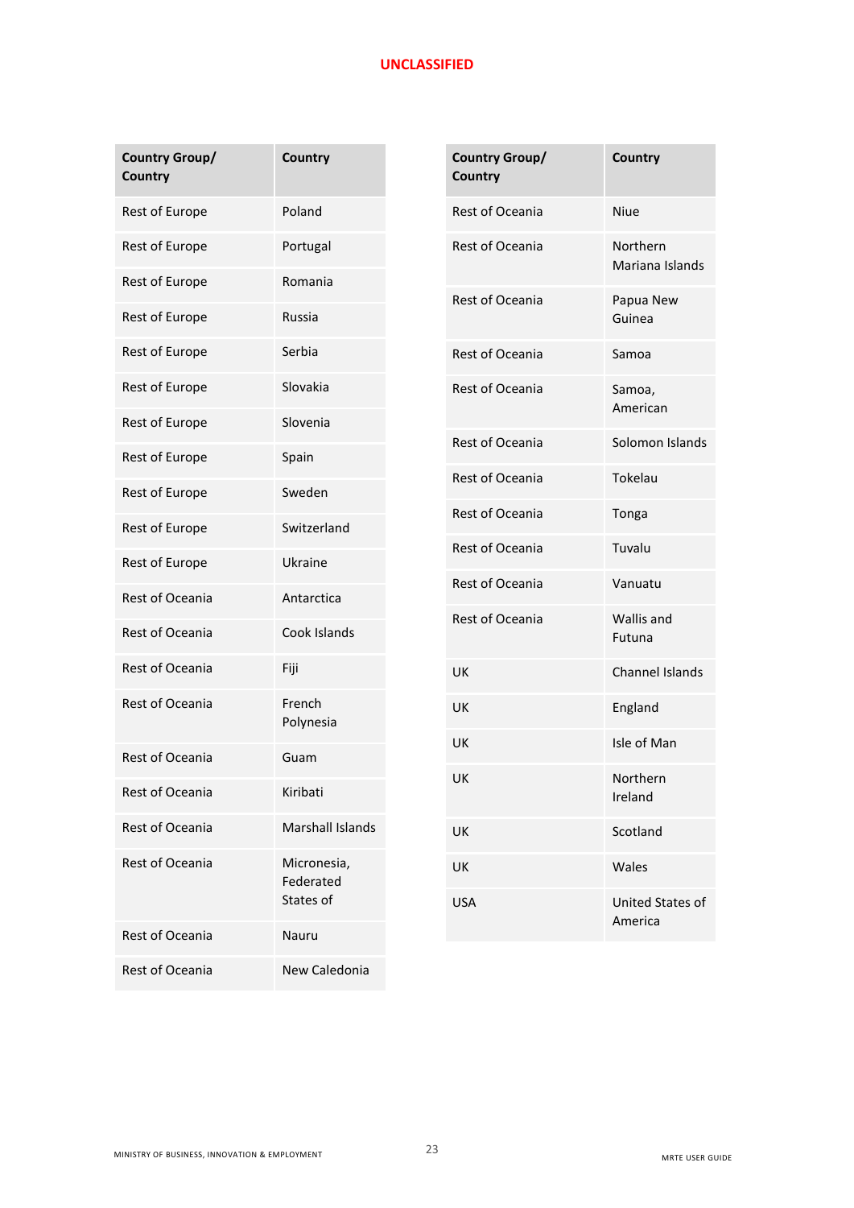**UNCLASSIFIED**

| Country Group/ Country | Country |
|---|---|
| Rest of Europe | Poland |
| Rest of Europe | Portugal |
| Rest of Europe | Romania |
| Rest of Europe | Russia |
| Rest of Europe | Serbia |
| Rest of Europe | Slovakia |
| Rest of Europe | Slovenia |
| Rest of Europe | Spain |
| Rest of Europe | Sweden |
| Rest of Europe | Switzerland |
| Rest of Europe | Ukraine |
| Rest of Oceania | Antarctica |
| Rest of Oceania | Cook Islands |
| Rest of Oceania | Fiji |
| Rest of Oceania | French Polynesia |
| Rest of Oceania | Guam |
| Rest of Oceania | Kiribati |
| Rest of Oceania | Marshall Islands |
| Rest of Oceania | Micronesia, Federated States of |
| Rest of Oceania | Nauru |
| Rest of Oceania | New Caledonia |

| Country Group/ Country | Country |
|---|---|
| Rest of Oceania | Niue |
| Rest of Oceania | Northern Mariana Islands |
| Rest of Oceania | Papua New Guinea |
| Rest of Oceania | Samoa |
| Rest of Oceania | Samoa, American |
| Rest of Oceania | Solomon Islands |
| Rest of Oceania | Tokelau |
| Rest of Oceania | Tonga |
| Rest of Oceania | Tuvalu |
| Rest of Oceania | Vanuatu |
| Rest of Oceania | Wallis and Futuna |
| UK | Channel Islands |
| UK | England |
| UK | Isle of Man |
| UK | Northern Ireland |
| UK | Scotland |
| UK | Wales |
| USA | United States of America |